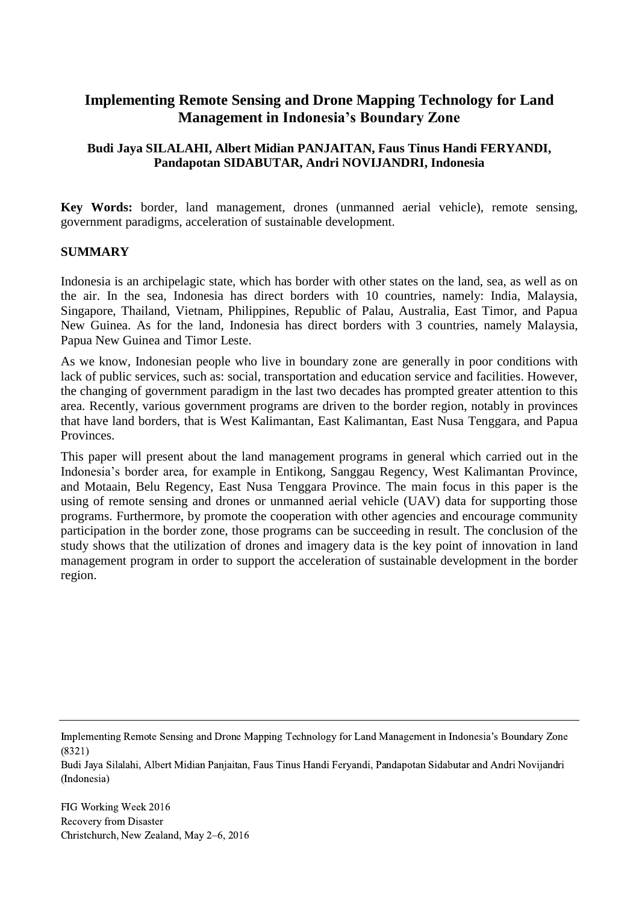# Implementing Remote Sensing and Drone Mapping Technology for Land Management in Indonesia's Boundary Zone

**Budi Jaya SILALAHI, Albert Midian PANJAITAN, Faus Tinus Handi FERYANDI, Pandapotan SIDABUTAR, Andri NOVIJANDRI, Indonesia**

**Key Words:** border, land management, drones (unmanned aerial vehicle), remote sensing, government paradigms, acceleration of sustainable development.

## SUMMARY

Indonesia is an archipelagic state, which has border with other states on the land, sea, as well as on the air. In the sea, Indonesia has direct borders with 10 countries, namely: India, Malaysia, Singapore, Thailand, Vietnam, Philippines, Republic of Palau, Australia, East Timor, and Papua New Guinea. As for the land, Indonesia has direct borders with 3 countries, namely Malaysia, Papua New Guinea and Timor Leste.

As we know, Indonesian people who live in boundary zone are generally in poor conditions with lack of public services, such as: social, transportation and education service and facilities. However, the changing of government paradigm in the last two decades has prompted greater attention to this area. Recently, various government programs are driven to the border region, notably in provinces that have land borders, that is West Kalimantan, East Kalimantan, East Nusa Tenggara, and Papua Provinces.

This paper will present about the land management programs in general which carried out in the Indonesia's border area, for example in Entikong, Sanggau Regency, West Kalimantan Province, and Motaain, Belu Regency, East Nusa Tenggara Province. The main focus in this paper is the using of remote sensing and drones or unmanned aerial vehicle (UAV) data for supporting those programs. Furthermore, by promote the cooperation with other agencies and encourage community participation in the border zone, those programs can be succeeding in result. The conclusion of the study shows that the utilization of drones and imagery data is the key point of innovation in land management program in order to support the acceleration of sustainable development in the border region.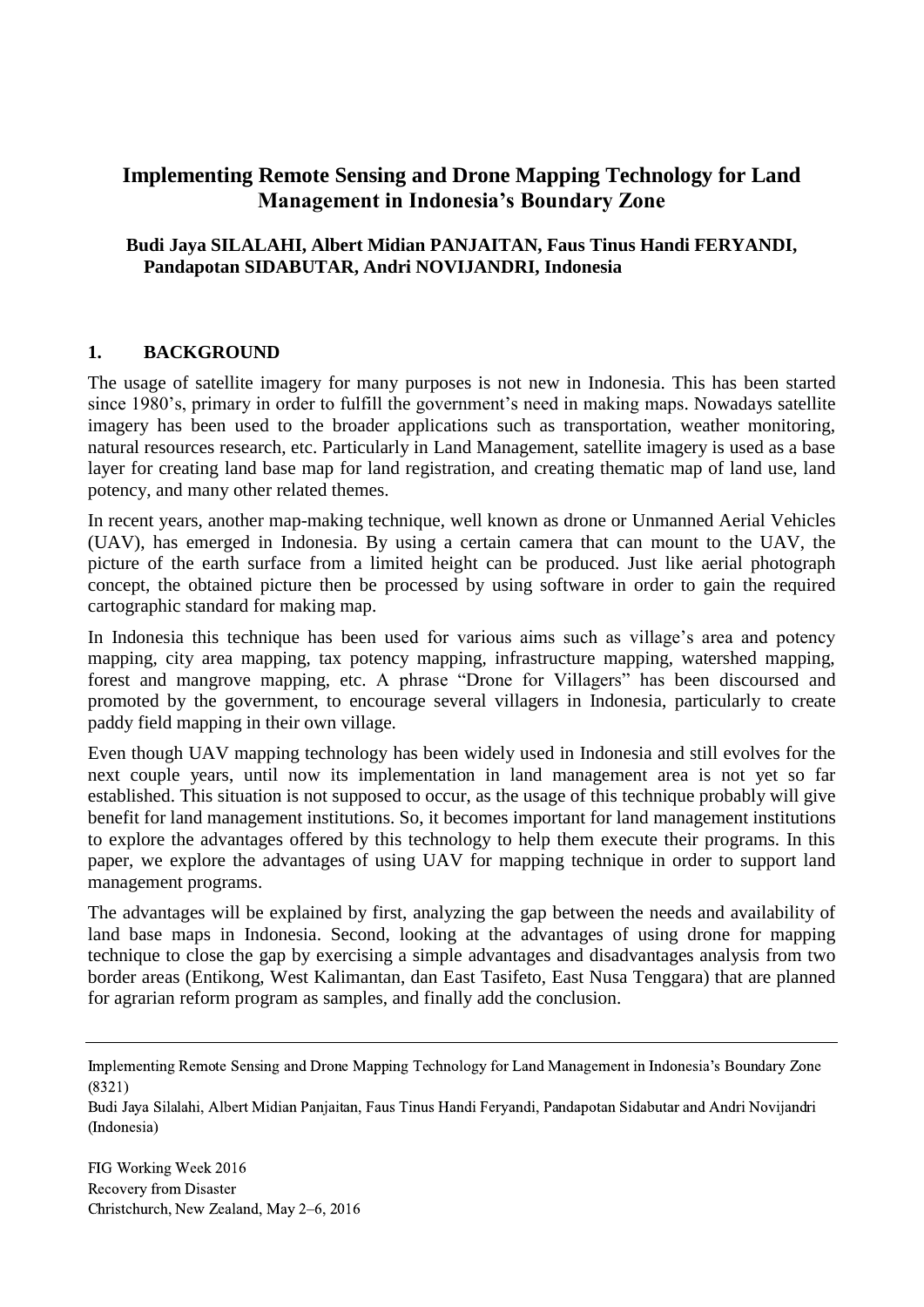# Implementing Remote Sensing and Drone Mapping Technology for Land Management in Indonesia's Boundary Zone

**Budi Jaya SILALAHI, Albert Midian PANJAITAN, Faus Tinus Handi FERYANDI, Pandapotan SIDABUTAR, Andri NOVIJANDRI, Indonesia**

## 1. BACKGROUND

The usage of satellite imagery for many purposes is not new in Indonesia. This has been started since 1980's, primary in order to fulfill the government's need in making maps. Nowadays satellite imagery has been used to the broader applications such as transportation, weather monitoring, natural resources research, etc. Particularly in Land Management, satellite imagery is used as a base layer for creating land base map for land registration, and creating thematic map of land use, land potency, and many other related themes.

In recent years, another map-making technique, well known as drone or Unmanned Aerial Vehicles (UAV), has emerged in Indonesia. By using a certain camera that can mount to the UAV, the picture of the earth surface from a limited height can be produced. Just like aerial photograph concept, the obtained picture then be processed by using software in order to gain the required cartographic standard for making map.

In Indonesia this technique has been used for various aims such as village's area and potency mapping, city area mapping, tax potency mapping, infrastructure mapping, watershed mapping, forest and mangrove mapping, etc. A phrase "Drone for Villagers" has been discoursed and promoted by the government, to encourage several villagers in Indonesia, particularly to create paddy field mapping in their own village.

Even though UAV mapping technology has been widely used in Indonesia and still evolves for the next couple years, until now its implementation in land management area is not yet so far established. This situation is not supposed to occur, as the usage of this technique probably will give benefit for land management institutions. So, it becomes important for land management institutions to explore the advantages offered by this technology to help them execute their programs. In this paper, we explore the advantages of using UAV for mapping technique in order to support land management programs.

The advantages will be explained by first, analyzing the gap between the needs and availability of land base maps in Indonesia. Second, looking at the advantages of using drone for mapping technique to close the gap by exercising a simple advantages and disadvantages analysis from two border areas (Entikong, West Kalimantan, dan East Tasifeto, East Nusa Tenggara) that are planned for agrarian reform program as samples, and finally add the conclusion.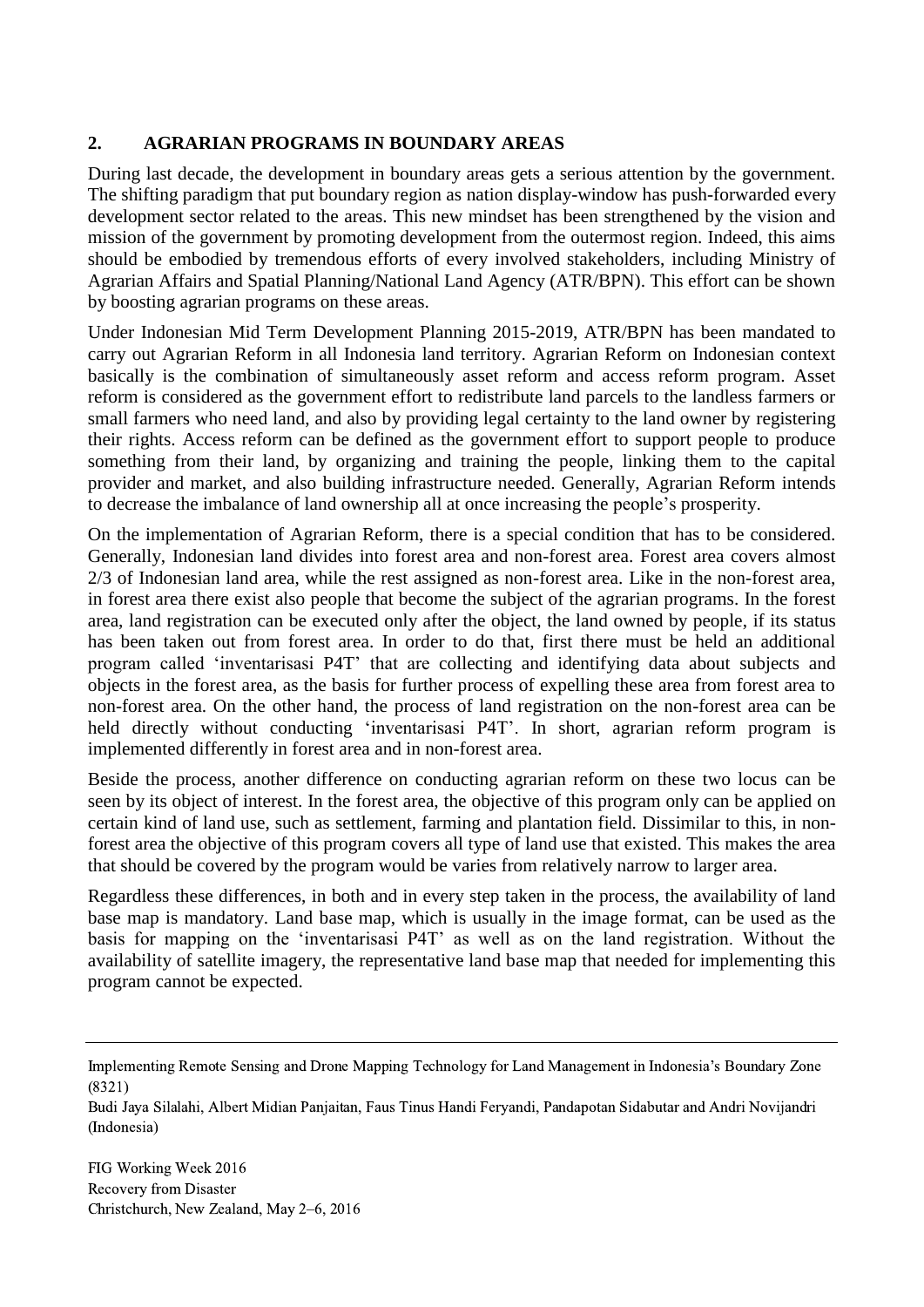## 2. AGRARIAN PROGRAMS IN BOUNDARY AREAS

During last decade, the development in boundary areas gets a serious attention by the government. The shifting paradigm that put boundary region as nation display-window has push-forwarded every development sector related to the areas. This new mindset has been strengthened by the vision and mission of the government by promoting development from the outermost region. Indeed, this aims should be embodied by tremendous efforts of every involved stakeholders, including Ministry of Agrarian Affairs and Spatial Planning/National Land Agency (ATR/BPN). This effort can be shown by boosting agrarian programs on these areas.

Under Indonesian Mid Term Development Planning 2015-2019, ATR/BPN has been mandated to carry out Agrarian Reform in all Indonesia land territory. Agrarian Reform on Indonesian context basically is the combination of simultaneously asset reform and access reform program. Asset reform is considered as the government effort to redistribute land parcels to the landless farmers or small farmers who need land, and also by providing legal certainty to the land owner by registering their rights. Access reform can be defined as the government effort to support people to produce something from their land, by organizing and training the people, linking them to the capital provider and market, and also building infrastructure needed. Generally, Agrarian Reform intends to decrease the imbalance of land ownership all at once increasing the people's prosperity.

On the implementation of Agrarian Reform, there is a special condition that has to be considered. Generally, Indonesian land divides into forest area and non-forest area. Forest area covers almost 2/3 of Indonesian land area, while the rest assigned as non-forest area. Like in the non-forest area, in forest area there exist also people that become the subject of the agrarian programs. In the forest area, land registration can be executed only after the object, the land owned by people, if its status has been taken out from forest area. In order to do that, first there must be held an additional program called 'inventarisasi P4T' that are collecting and identifying data about subjects and objects in the forest area, as the basis for further process of expelling these area from forest area to non-forest area. On the other hand, the process of land registration on the non-forest area can be held directly without conducting 'inventarisasi P4T'. In short, agrarian reform program is implemented differently in forest area and in non-forest area.

Beside the process, another difference on conducting agrarian reform on these two locus can be seen by its object of interest. In the forest area, the objective of this program only can be applied on certain kind of land use, such as settlement, farming and plantation field. Dissimilar to this, in non-forest area the objective of this program covers all type of land use that existed. This makes the area that should be covered by the program would be varies from relatively narrow to larger area.

Regardless these differences, in both and in every step taken in the process, the availability of land base map is mandatory. Land base map, which is usually in the image format, can be used as the basis for mapping on the 'inventarisasi P4T' as well as on the land registration. Without the availability of satellite imagery, the representative land base map that needed for implementing this program cannot be expected.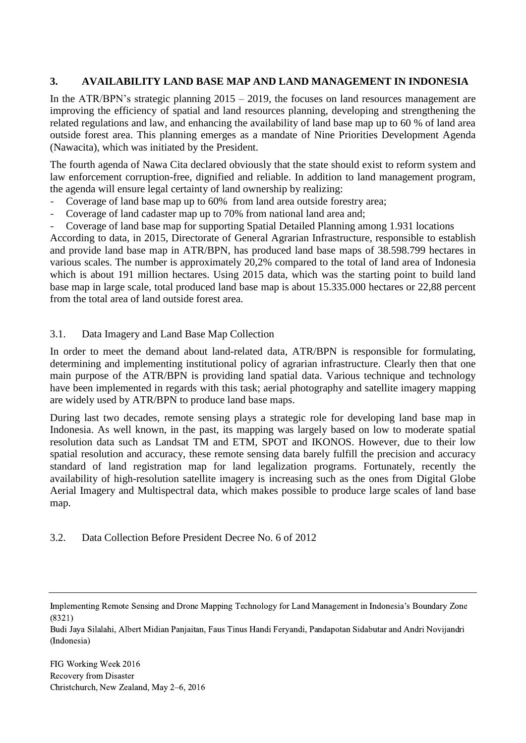## 3. AVAILABILITY LAND BASE MAP AND LAND MANAGEMENT IN INDONESIA

In the ATR/BPN's strategic planning 2015 – 2019, the focuses on land resources management are improving the efficiency of spatial and land resources planning, developing and strengthening the related regulations and law, and enhancing the availability of land base map up to 60 % of land area outside forest area. This planning emerges as a mandate of Nine Priorities Development Agenda (Nawacita), which was initiated by the President.

The fourth agenda of Nawa Cita declared obviously that the state should exist to reform system and law enforcement corruption-free, dignified and reliable. In addition to land management program, the agenda will ensure legal certainty of land ownership by realizing:

- Coverage of land base map up to 60% from land area outside forestry area;
- Coverage of land cadaster map up to 70% from national land area and;
- Coverage of land base map for supporting Spatial Detailed Planning among 1.931 locations

According to data, in 2015, Directorate of General Agrarian Infrastructure, responsible to establish and provide land base map in ATR/BPN, has produced land base maps of 38.598.799 hectares in various scales. The number is approximately 20,2% compared to the total of land area of Indonesia which is about 191 million hectares. Using 2015 data, which was the starting point to build land base map in large scale, total produced land base map is about 15.335.000 hectares or 22,88 percent from the total area of land outside forest area.

### 3.1. Data Imagery and Land Base Map Collection

In order to meet the demand about land-related data, ATR/BPN is responsible for formulating, determining and implementing institutional policy of agrarian infrastructure. Clearly then that one main purpose of the ATR/BPN is providing land spatial data. Various technique and technology have been implemented in regards with this task; aerial photography and satellite imagery mapping are widely used by ATR/BPN to produce land base maps.

During last two decades, remote sensing plays a strategic role for developing land base map in Indonesia. As well known, in the past, its mapping was largely based on low to moderate spatial resolution data such as Landsat TM and ETM, SPOT and IKONOS. However, due to their low spatial resolution and accuracy, these remote sensing data barely fulfill the precision and accuracy standard of land registration map for land legalization programs. Fortunately, recently the availability of high-resolution satellite imagery is increasing such as the ones from Digital Globe Aerial Imagery and Multispectral data, which makes possible to produce large scales of land base map.

### 3.2. Data Collection Before President Decree No. 6 of 2012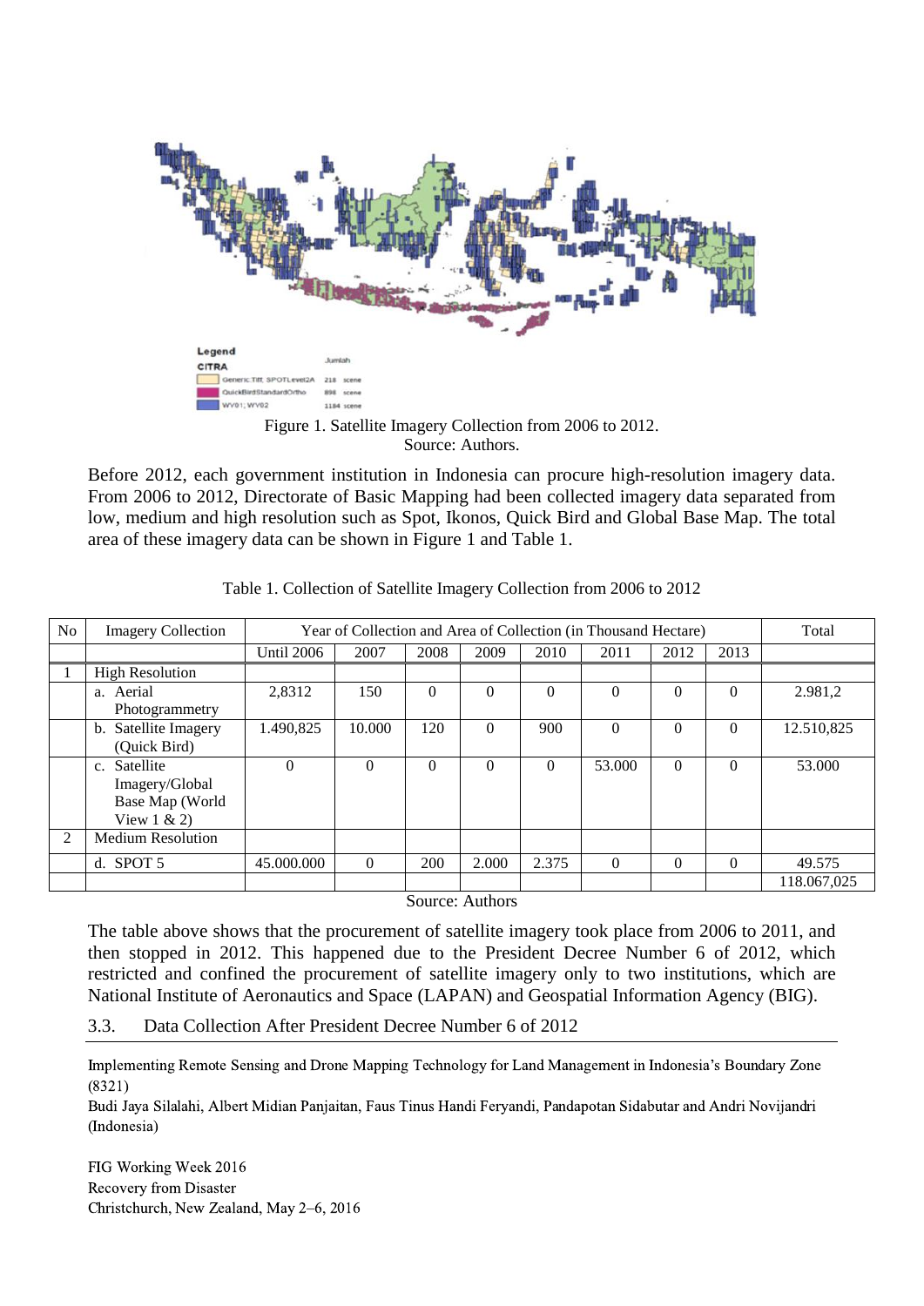Legend

CITRA

| | Jumlah |
|---|---|
| Generic Tiff, SPOTLevel2A | 218 scene |
| QuickBirdStandardOrtho | 898 scene |
| WV01; WV02 | 1184 scene |

Figure 1. Satellite Imagery Collection from 2006 to 2012.
Source: Authors.

Before 2012, each government institution in Indonesia can procure high-resolution imagery data. From 2006 to 2012, Directorate of Basic Mapping had been collected imagery data separated from low, medium and high resolution such as Spot, Ikonos, Quick Bird and Global Base Map. The total area of these imagery data can be shown in Figure 1 and Table 1.

Table 1. Collection of Satellite Imagery Collection from 2006 to 2012

| No | Imagery Collection | Year of Collection and Area of Collection (in Thousand Hectare) | | | | | | | | Total |
|---|---|---|---|---|---|---|---|---|---|---|
| | | Until 2006 | 2007 | 2008 | 2009 | 2010 | 2011 | 2012 | 2013 | |
| 1 | High Resolution | | | | | | | | | |
| | a. Aerial Photogrammetry | 2,8312 | 150 | 0 | 0 | 0 | 0 | 0 | 0 | 2.981,2 |
| | b. Satellite Imagery (Quick Bird) | 1.490,825 | 10.000 | 120 | 0 | 900 | 0 | 0 | 0 | 12.510,825 |
| | c. Satellite Imagery/Global Base Map (World View 1 & 2) | 0 | 0 | 0 | 0 | 0 | 53.000 | 0 | 0 | 53.000 |
| 2 | Medium Resolution | | | | | | | | | |
| | d. SPOT 5 | 45.000.000 | 0 | 200 | 2.000 | 2.375 | 0 | 0 | 0 | 49.575 |
| | | | | | | | | | | 118.067,025 |

Source: Authors

The table above shows that the procurement of satellite imagery took place from 2006 to 2011, and then stopped in 2012. This happened due to the President Decree Number 6 of 2012, which restricted and confined the procurement of satellite imagery only to two institutions, which are National Institute of Aeronautics and Space (LAPAN) and Geospatial Information Agency (BIG).

### 3.3. Data Collection After President Decree Number 6 of 2012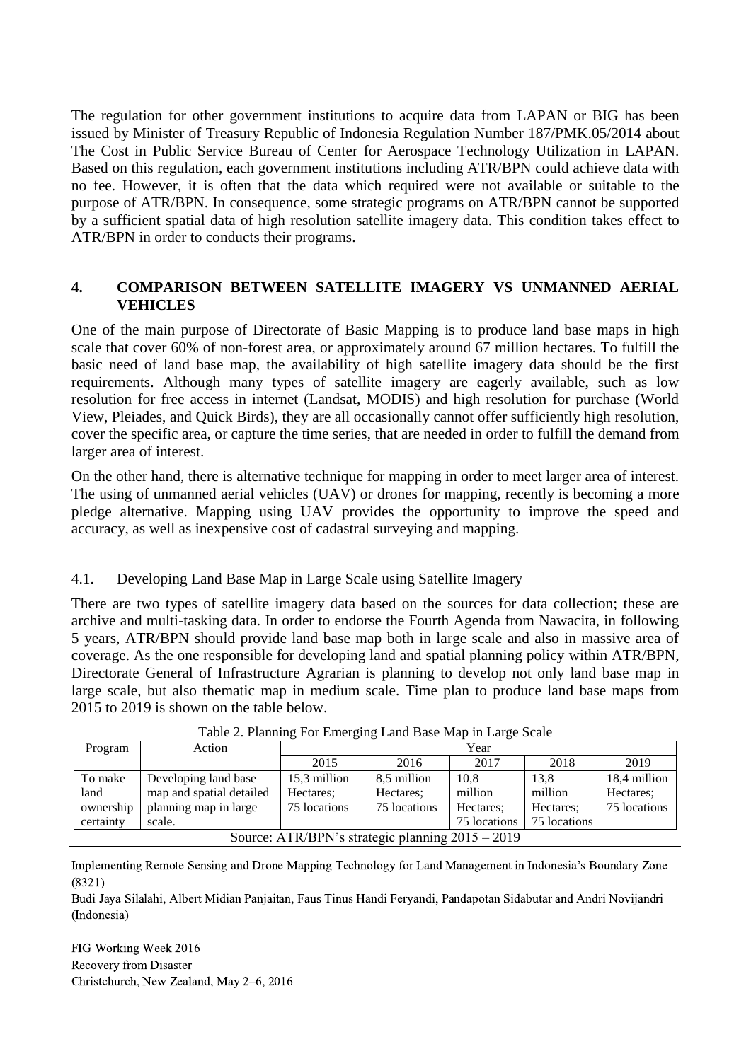The regulation for other government institutions to acquire data from LAPAN or BIG has been issued by Minister of Treasury Republic of Indonesia Regulation Number 187/PMK.05/2014 about The Cost in Public Service Bureau of Center for Aerospace Technology Utilization in LAPAN. Based on this regulation, each government institutions including ATR/BPN could achieve data with no fee. However, it is often that the data which required were not available or suitable to the purpose of ATR/BPN. In consequence, some strategic programs on ATR/BPN cannot be supported by a sufficient spatial data of high resolution satellite imagery data. This condition takes effect to ATR/BPN in order to conducts their programs.

## 4. COMPARISON BETWEEN SATELLITE IMAGERY VS UNMANNED AERIAL VEHICLES

One of the main purpose of Directorate of Basic Mapping is to produce land base maps in high scale that cover 60% of non-forest area, or approximately around 67 million hectares. To fulfill the basic need of land base map, the availability of high satellite imagery data should be the first requirements. Although many types of satellite imagery are eagerly available, such as low resolution for free access in internet (Landsat, MODIS) and high resolution for purchase (World View, Pleiades, and Quick Birds), they are all occasionally cannot offer sufficiently high resolution, cover the specific area, or capture the time series, that are needed in order to fulfill the demand from larger area of interest.

On the other hand, there is alternative technique for mapping in order to meet larger area of interest. The using of unmanned aerial vehicles (UAV) or drones for mapping, recently is becoming a more pledge alternative. Mapping using UAV provides the opportunity to improve the speed and accuracy, as well as inexpensive cost of cadastral surveying and mapping.

### 4.1. Developing Land Base Map in Large Scale using Satellite Imagery

There are two types of satellite imagery data based on the sources for data collection; these are archive and multi-tasking data. In order to endorse the Fourth Agenda from Nawacita, in following 5 years, ATR/BPN should provide land base map both in large scale and also in massive area of coverage. As the one responsible for developing land and spatial planning policy within ATR/BPN, Directorate General of Infrastructure Agrarian is planning to develop not only land base map in large scale, but also thematic map in medium scale. Time plan to produce land base maps from 2015 to 2019 is shown on the table below.

Table 2. Planning For Emerging Land Base Map in Large Scale

| Program | Action | Year | | | | |
|---|---|---|---|---|---|---|
| | | 2015 | 2016 | 2017 | 2018 | 2019 |
| To make land ownership certainty | Developing land base map and spatial detailed planning map in large scale. | 15,3 million Hectares; 75 locations | 8,5 million Hectares; 75 locations | 10,8 million Hectares; 75 locations | 13,8 million Hectares; 75 locations | 18,4 million Hectares; 75 locations |

Source: ATR/BPN's strategic planning 2015 – 2019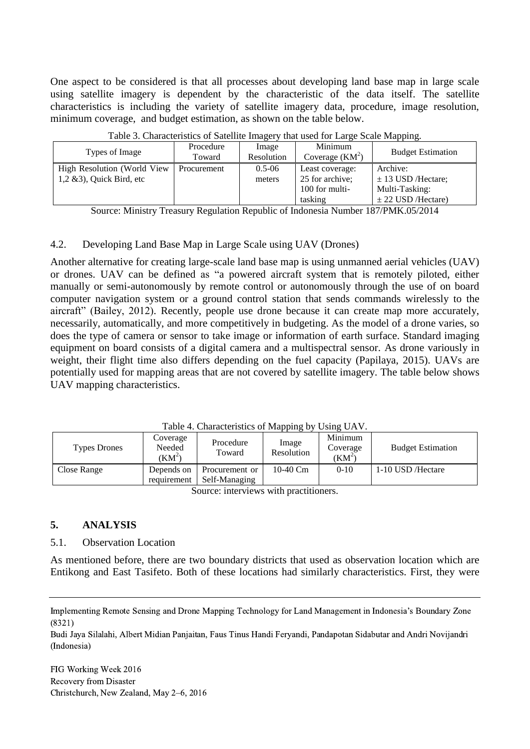One aspect to be considered is that all processes about developing land base map in large scale using satellite imagery is dependent by the characteristic of the data itself. The satellite characteristics is including the variety of satellite imagery data, procedure, image resolution, minimum coverage, and budget estimation, as shown on the table below.

Table 3. Characteristics of Satellite Imagery that used for Large Scale Mapping.

| Types of Image | Procedure Toward | Image Resolution | Minimum Coverage ($KM^2$) | Budget Estimation |
|---|---|---|---|---|
| High Resolution (World View 1,2 &3), Quick Bird, etc | Procurement | 0.5-06 meters | Least coverage: 25 for archive; 100 for multi-tasking | Archive: ± 13 USD /Hectare; Multi-Tasking: ± 22 USD /Hectare) |

Source: Ministry Treasury Regulation Republic of Indonesia Number 187/PMK.05/2014

### 4.2. Developing Land Base Map in Large Scale using UAV (Drones)

Another alternative for creating large-scale land base map is using unmanned aerial vehicles (UAV) or drones. UAV can be defined as "a powered aircraft system that is remotely piloted, either manually or semi-autonomously by remote control or autonomously through the use of on board computer navigation system or a ground control station that sends commands wirelessly to the aircraft" (Bailey, 2012). Recently, people use drone because it can create map more accurately, necessarily, automatically, and more competitively in budgeting. As the model of a drone varies, so does the type of camera or sensor to take image or information of earth surface. Standard imaging equipment on board consists of a digital camera and a multispectral sensor. As drone variously in weight, their flight time also differs depending on the fuel capacity (Papilaya, 2015). UAVs are potentially used for mapping areas that are not covered by satellite imagery. The table below shows UAV mapping characteristics.

Table 4. Characteristics of Mapping by Using UAV.

| Types Drones | Coverage Needed ($KM^2$) | Procedure Toward | Image Resolution | Minimum Coverage ($KM^2$) | Budget Estimation |
|---|---|---|---|---|---|
| Close Range | Depends on requirement | Procurement or Self-Managing | 10-40 Cm | 0-10 | 1-10 USD /Hectare |

Source: interviews with practitioners.

## 5. ANALYSIS

### 5.1. Observation Location

As mentioned before, there are two boundary districts that used as observation location which are Entikong and East Tasifeto. Both of these locations had similarly characteristics. First, they were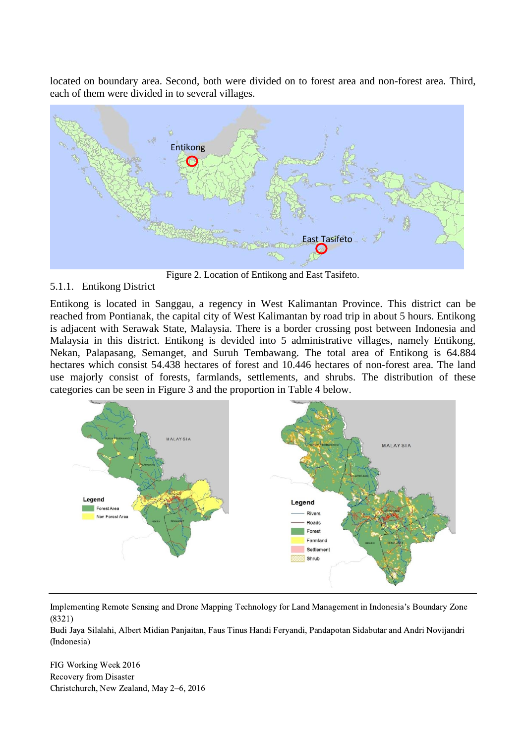located on boundary area. Second, both were divided on to forest area and non-forest area. Third, each of them were divided in to several villages.

Figure 2. Location of Entikong and East Tasifeto.

### 5.1.1. Entikong District

Entikong is located in Sanggau, a regency in West Kalimantan Province. This district can be reached from Pontianak, the capital city of West Kalimantan by road trip in about 5 hours. Entikong is adjacent with Serawak State, Malaysia. There is a border crossing post between Indonesia and Malaysia in this district. Entikong is devided into 5 administrative villages, namely Entikong, Nekan, Palapasang, Semanget, and Suruh Tembawang. The total area of Entikong is 64.884 hectares which consist 54.438 hectares of forest and 10.446 hectares of non-forest area. The land use majorly consist of forests, farmlands, settlements, and shrubs. The distribution of these categories can be seen in Figure 3 and the proportion in Table 4 below.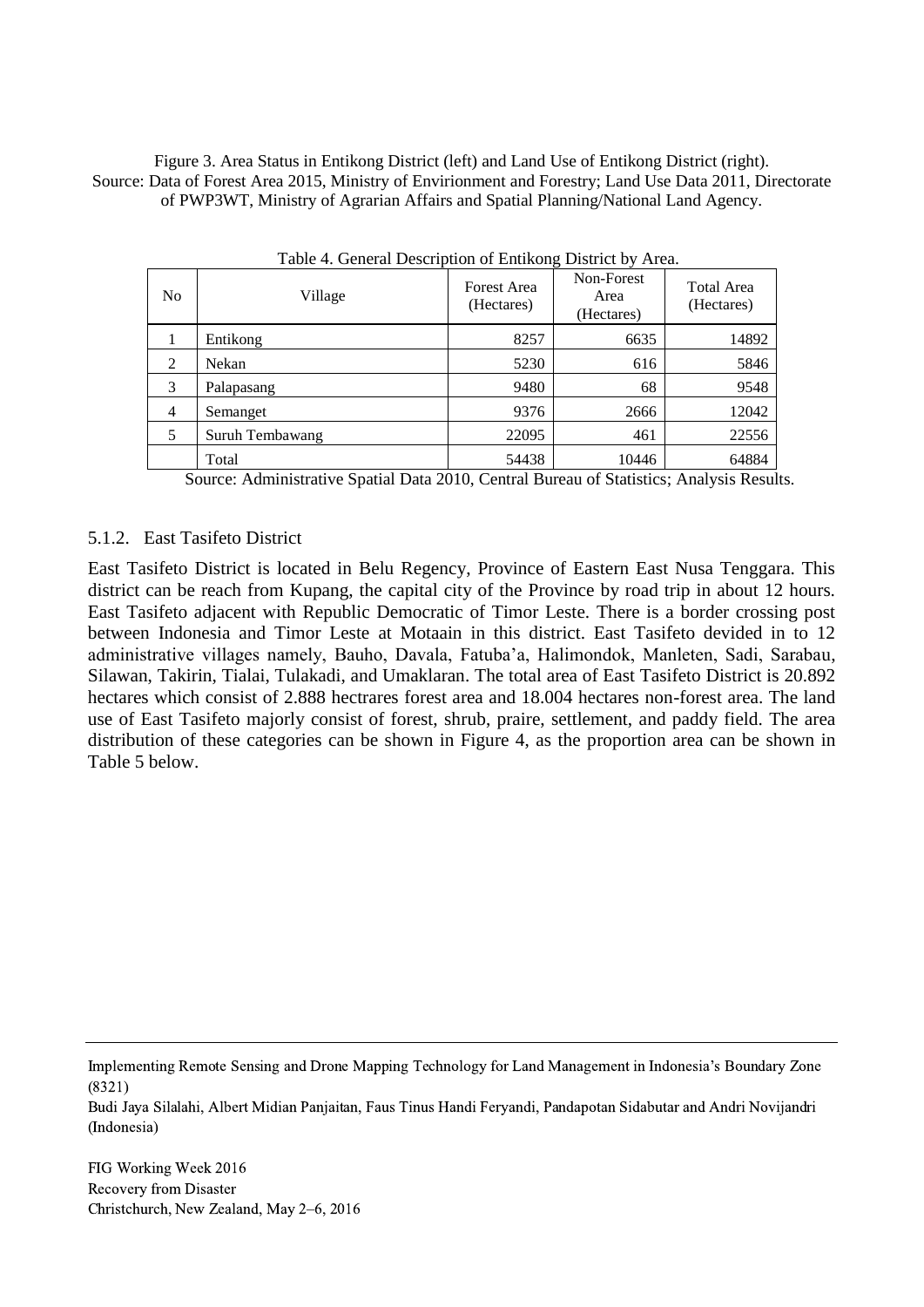Figure 3. Area Status in Entikong District (left) and Land Use of Entikong District (right).
Source: Data of Forest Area 2015, Ministry of Envirionment and Forestry; Land Use Data 2011, Directorate of PWP3WT, Ministry of Agrarian Affairs and Spatial Planning/National Land Agency.

Table 4. General Description of Entikong District by Area.

| No | Village | Forest Area (Hectares) | Non-Forest Area (Hectares) | Total Area (Hectares) |
|---|---|---|---|---|
| 1 | Entikong | 8257 | 6635 | 14892 |
| 2 | Nekan | 5230 | 616 | 5846 |
| 3 | Palapasang | 9480 | 68 | 9548 |
| 4 | Semanget | 9376 | 2666 | 12042 |
| 5 | Suruh Tembawang | 22095 | 461 | 22556 |
| | Total | 54438 | 10446 | 64884 |

Source: Administrative Spatial Data 2010, Central Bureau of Statistics; Analysis Results.

### 5.1.2. East Tasifeto District

East Tasifeto District is located in Belu Regency, Province of Eastern East Nusa Tenggara. This district can be reach from Kupang, the capital city of the Province by road trip in about 12 hours. East Tasifeto adjacent with Republic Democratic of Timor Leste. There is a border crossing post between Indonesia and Timor Leste at Motaain in this district. East Tasifeto devided in to 12 administrative villages namely, Bauho, Davala, Fatuba'a, Halimondok, Manleten, Sadi, Sarabau, Silawan, Takirin, Tialai, Tulakadi, and Umaklaran. The total area of East Tasifeto District is 20.892 hectares which consist of 2.888 hectrares forest area and 18.004 hectares non-forest area. The land use of East Tasifeto majorly consist of forest, shrub, praire, settlement, and paddy field. The area distribution of these categories can be shown in Figure 4, as the proportion area can be shown in Table 5 below.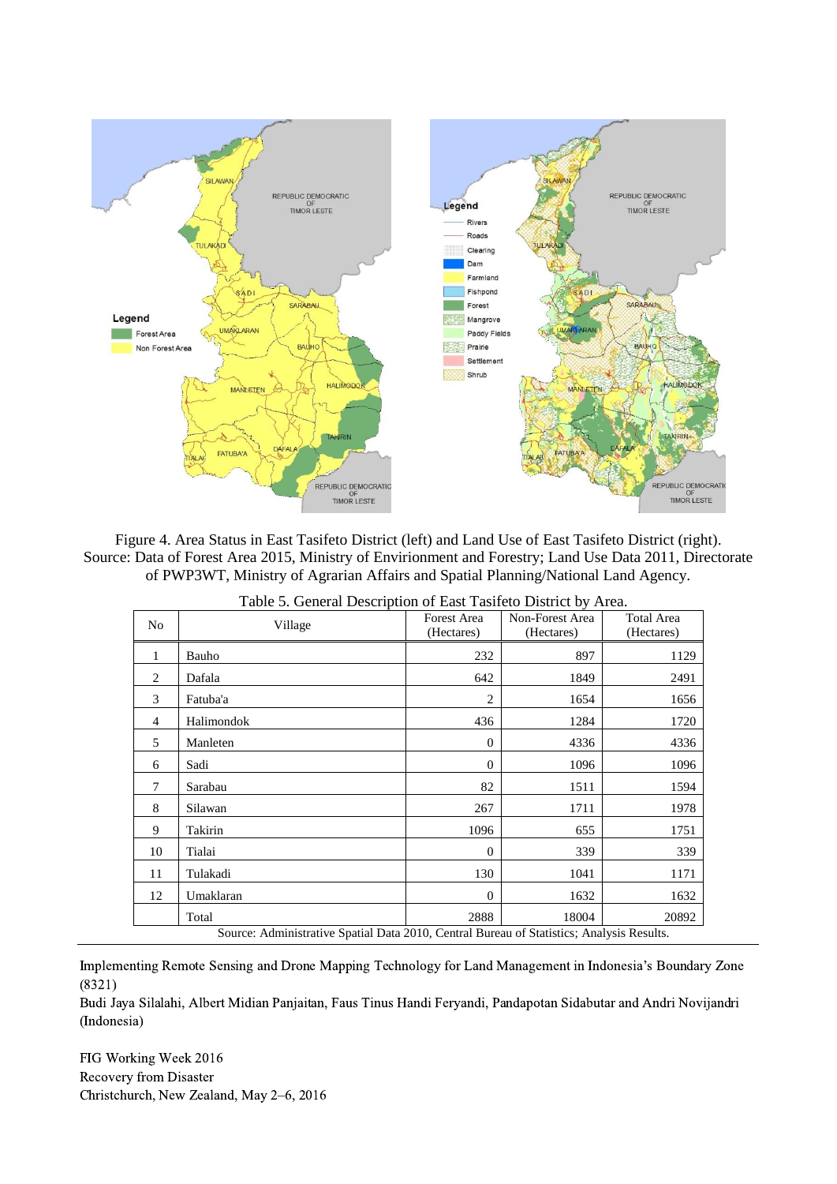Figure 4. Area Status in East Tasifeto District (left) and Land Use of East Tasifeto District (right). Source: Data of Forest Area 2015, Ministry of Envirionment and Forestry; Land Use Data 2011, Directorate of PWP3WT, Ministry of Agrarian Affairs and Spatial Planning/National Land Agency.

Table 5. General Description of East Tasifeto District by Area.

| No | Village | Forest Area (Hectares) | Non-Forest Area (Hectares) | Total Area (Hectares) |
|---|---|---|---|---|
| 1 | Bauho | 232 | 897 | 1129 |
| 2 | Dafala | 642 | 1849 | 2491 |
| 3 | Fatuba'a | 2 | 1654 | 1656 |
| 4 | Halimondok | 436 | 1284 | 1720 |
| 5 | Manleten | 0 | 4336 | 4336 |
| 6 | Sadi | 0 | 1096 | 1096 |
| 7 | Sarabau | 82 | 1511 | 1594 |
| 8 | Silawan | 267 | 1711 | 1978 |
| 9 | Takirin | 1096 | 655 | 1751 |
| 10 | Tialai | 0 | 339 | 339 |
| 11 | Tulakadi | 130 | 1041 | 1171 |
| 12 | Umaklaran | 0 | 1632 | 1632 |
| | Total | 2888 | 18004 | 20892 |

Source: Administrative Spatial Data 2010, Central Bureau of Statistics; Analysis Results.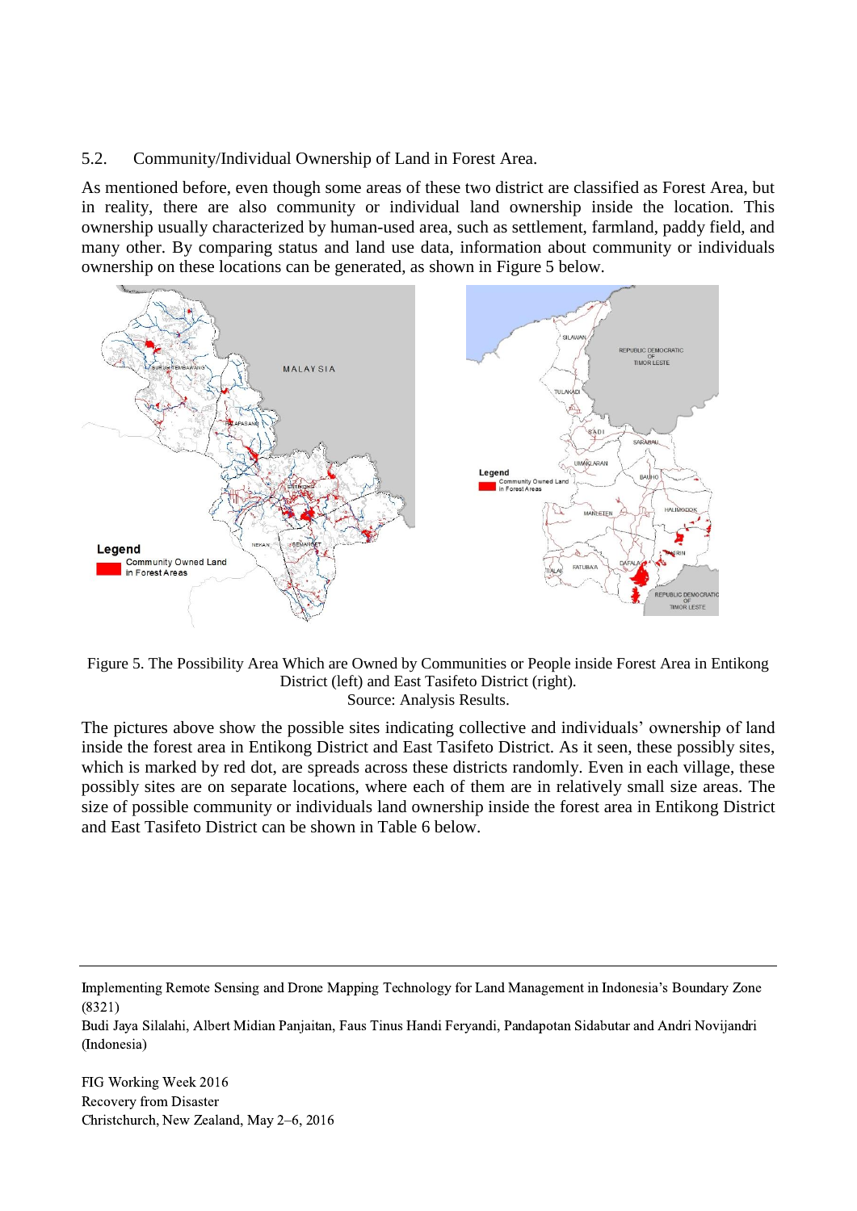### 5.2. Community/Individual Ownership of Land in Forest Area.

As mentioned before, even though some areas of these two district are classified as Forest Area, but in reality, there are also community or individual land ownership inside the location. This ownership usually characterized by human-used area, such as settlement, farmland, paddy field, and many other. By comparing status and land use data, information about community or individuals ownership on these locations can be generated, as shown in Figure 5 below.

Figure 5. The Possibility Area Which are Owned by Communities or People inside Forest Area in Entikong District (left) and East Tasifeto District (right).
Source: Analysis Results.

The pictures above show the possible sites indicating collective and individuals' ownership of land inside the forest area in Entikong District and East Tasifeto District. As it seen, these possibly sites, which is marked by red dot, are spreads across these districts randomly. Even in each village, these possibly sites are on separate locations, where each of them are in relatively small size areas. The size of possible community or individuals land ownership inside the forest area in Entikong District and East Tasifeto District can be shown in Table 6 below.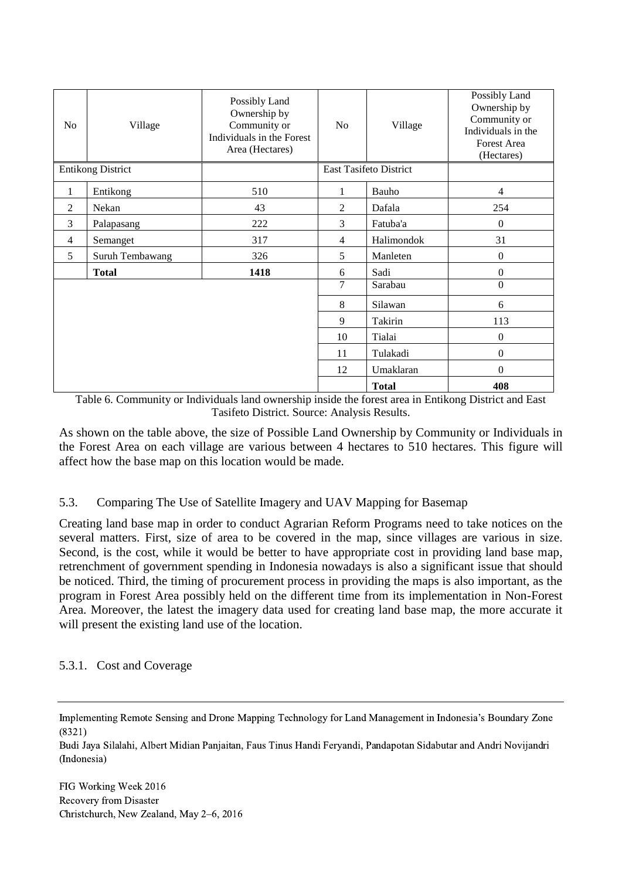| No | Village | Possibly Land Ownership by Community or Individuals in the Forest Area (Hectares) | No | Village | Possibly Land Ownership by Community or Individuals in the Forest Area (Hectares) |
|---|---|---|---|---|---|
| Entikong District | | | East Tasifeto District | | |
| 1 | Entikong | 510 | 1 | Bauho | 4 |
| 2 | Nekan | 43 | 2 | Dafala | 254 |
| 3 | Palapasang | 222 | 3 | Fatuba'a | 0 |
| 4 | Semanget | 317 | 4 | Halimondok | 31 |
| 5 | Suruh Tembawang | 326 | 5 | Manleten | 0 |
| | **Total** | **1418** | 6 | Sadi | 0 |
| | | | 7 | Sarabau | 0 |
| | | | 8 | Silawan | 6 |
| | | | 9 | Takirin | 113 |
| | | | 10 | Tialai | 0 |
| | | | 11 | Tulakadi | 0 |
| | | | 12 | Umaklaran | 0 |
| | | | | **Total** | **408** |

Table 6. Community or Individuals land ownership inside the forest area in Entikong District and East Tasifeto District. Source: Analysis Results.

As shown on the table above, the size of Possible Land Ownership by Community or Individuals in the Forest Area on each village are various between 4 hectares to 510 hectares. This figure will affect how the base map on this location would be made.

### 5.3. Comparing The Use of Satellite Imagery and UAV Mapping for Basemap

Creating land base map in order to conduct Agrarian Reform Programs need to take notices on the several matters. First, size of area to be covered in the map, since villages are various in size. Second, is the cost, while it would be better to have appropriate cost in providing land base map, retrenchment of government spending in Indonesia nowadays is also a significant issue that should be noticed. Third, the timing of procurement process in providing the maps is also important, as the program in Forest Area possibly held on the different time from its implementation in Non-Forest Area. Moreover, the latest the imagery data used for creating land base map, the more accurate it will present the existing land use of the location.

#### 5.3.1. Cost and Coverage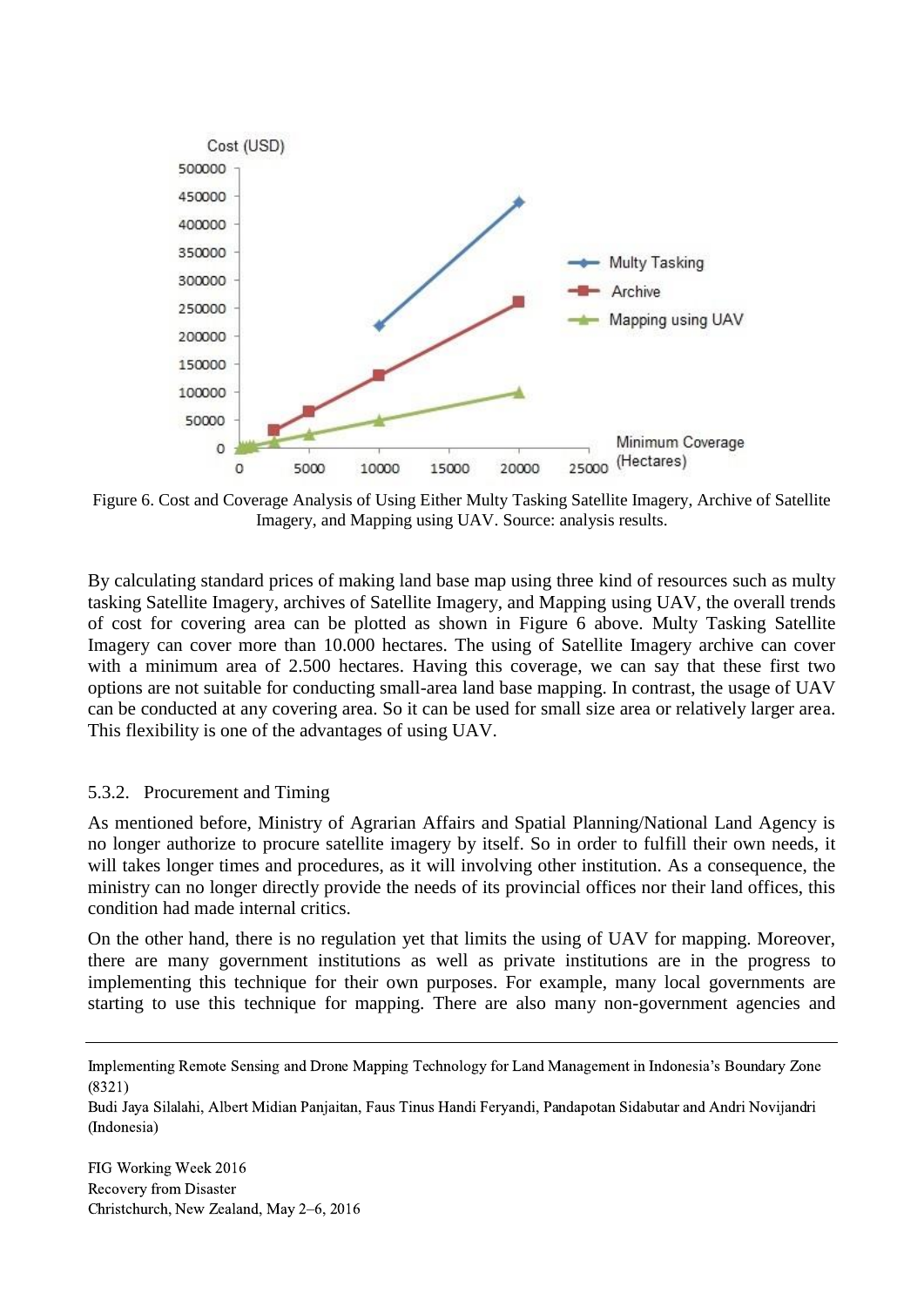Figure 6. Cost and Coverage Analysis of Using Either Multy Tasking Satellite Imagery, Archive of Satellite Imagery, and Mapping using UAV. Source: analysis results.

By calculating standard prices of making land base map using three kind of resources such as multy tasking Satellite Imagery, archives of Satellite Imagery, and Mapping using UAV, the overall trends of cost for covering area can be plotted as shown in Figure 6 above. Multy Tasking Satellite Imagery can cover more than 10.000 hectares. The using of Satellite Imagery archive can cover with a minimum area of 2.500 hectares. Having this coverage, we can say that these first two options are not suitable for conducting small-area land base mapping. In contrast, the usage of UAV can be conducted at any covering area. So it can be used for small size area or relatively larger area. This flexibility is one of the advantages of using UAV.

### 5.3.2. Procurement and Timing

As mentioned before, Ministry of Agrarian Affairs and Spatial Planning/National Land Agency is no longer authorize to procure satellite imagery by itself. So in order to fulfill their own needs, it will takes longer times and procedures, as it will involving other institution. As a consequence, the ministry can no longer directly provide the needs of its provincial offices nor their land offices, this condition had made internal critics.

On the other hand, there is no regulation yet that limits the using of UAV for mapping. Moreover, there are many government institutions as well as private institutions are in the progress to implementing this technique for their own purposes. For example, many local governments are starting to use this technique for mapping. There are also many non-government agencies and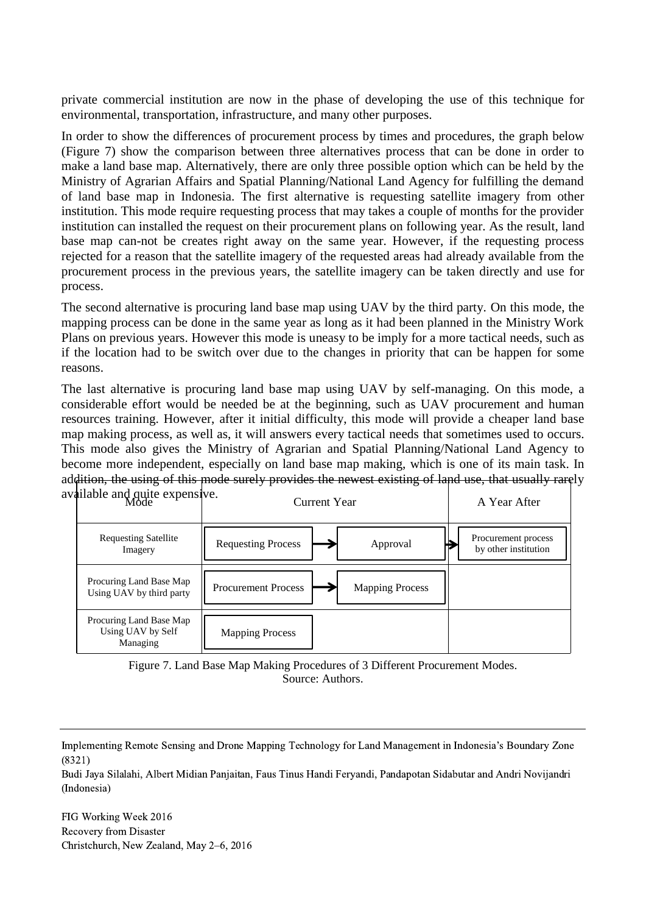private commercial institution are now in the phase of developing the use of this technique for environmental, transportation, infrastructure, and many other purposes.

In order to show the differences of procurement process by times and procedures, the graph below (Figure 7) show the comparison between three alternatives process that can be done in order to make a land base map. Alternatively, there are only three possible option which can be held by the Ministry of Agrarian Affairs and Spatial Planning/National Land Agency for fulfilling the demand of land base map in Indonesia. The first alternative is requesting satellite imagery from other institution. This mode require requesting process that may takes a couple of months for the provider institution can installed the request on their procurement plans on following year. As the result, land base map can-not be creates right away on the same year. However, if the requesting process rejected for a reason that the satellite imagery of the requested areas had already available from the procurement process in the previous years, the satellite imagery can be taken directly and use for process.

The second alternative is procuring land base map using UAV by the third party. On this mode, the mapping process can be done in the same year as long as it had been planned in the Ministry Work Plans on previous years. However this mode is uneasy to be imply for a more tactical needs, such as if the location had to be switch over due to the changes in priority that can be happen for some reasons.

The last alternative is procuring land base map using UAV by self-managing. On this mode, a considerable effort would be needed be at the beginning, such as UAV procurement and human resources training. However, after it initial difficulty, this mode will provide a cheaper land base map making process, as well as, it will answers every tactical needs that sometimes used to occurs. This mode also gives the Ministry of Agrarian and Spatial Planning/National Land Agency to become more independent, especially on land base map making, which is one of its main task. In addition, the using of this mode surely provides the newest existing of land use, that usually rarely available and quite expensive.

| Mode | Current Year | A Year After |
|---|---|---|
| Requesting Satellite Imagery | Requesting Process → Approval → | Procurement process by other institution |
| Procuring Land Base Map Using UAV by third party | Procurement Process → Mapping Process | |
| Procuring Land Base Map Using UAV by Self Managing | Mapping Process | |

Figure 7. Land Base Map Making Procedures of 3 Different Procurement Modes.
Source: Authors.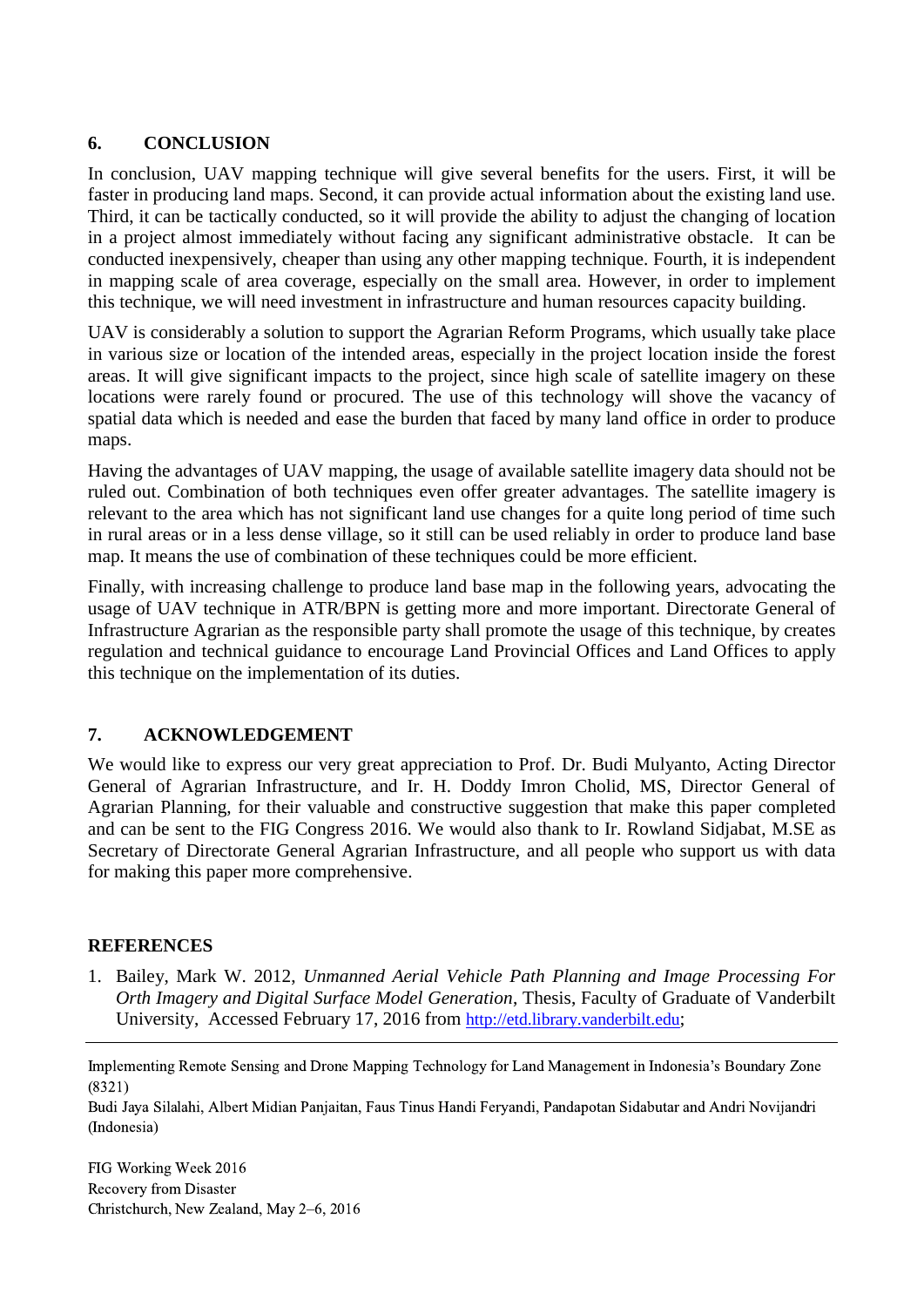## 6. CONCLUSION

In conclusion, UAV mapping technique will give several benefits for the users. First, it will be faster in producing land maps. Second, it can provide actual information about the existing land use. Third, it can be tactically conducted, so it will provide the ability to adjust the changing of location in a project almost immediately without facing any significant administrative obstacle. It can be conducted inexpensively, cheaper than using any other mapping technique. Fourth, it is independent in mapping scale of area coverage, especially on the small area. However, in order to implement this technique, we will need investment in infrastructure and human resources capacity building.

UAV is considerably a solution to support the Agrarian Reform Programs, which usually take place in various size or location of the intended areas, especially in the project location inside the forest areas. It will give significant impacts to the project, since high scale of satellite imagery on these locations were rarely found or procured. The use of this technology will shove the vacancy of spatial data which is needed and ease the burden that faced by many land office in order to produce maps.

Having the advantages of UAV mapping, the usage of available satellite imagery data should not be ruled out. Combination of both techniques even offer greater advantages. The satellite imagery is relevant to the area which has not significant land use changes for a quite long period of time such in rural areas or in a less dense village, so it still can be used reliably in order to produce land base map. It means the use of combination of these techniques could be more efficient.

Finally, with increasing challenge to produce land base map in the following years, advocating the usage of UAV technique in ATR/BPN is getting more and more important. Directorate General of Infrastructure Agrarian as the responsible party shall promote the usage of this technique, by creates regulation and technical guidance to encourage Land Provincial Offices and Land Offices to apply this technique on the implementation of its duties.

## 7. ACKNOWLEDGEMENT

We would like to express our very great appreciation to Prof. Dr. Budi Mulyanto, Acting Director General of Agrarian Infrastructure, and Ir. H. Doddy Imron Cholid, MS, Director General of Agrarian Planning, for their valuable and constructive suggestion that make this paper completed and can be sent to the FIG Congress 2016. We would also thank to Ir. Rowland Sidjabat, M.SE as Secretary of Directorate General Agrarian Infrastructure, and all people who support us with data for making this paper more comprehensive.

## REFERENCES

1. Bailey, Mark W. 2012, *Unmanned Aerial Vehicle Path Planning and Image Processing For Orth Imagery and Digital Surface Model Generation*, Thesis, Faculty of Graduate of Vanderbilt University, Accessed February 17, 2016 from http://etd.library.vanderbilt.edu;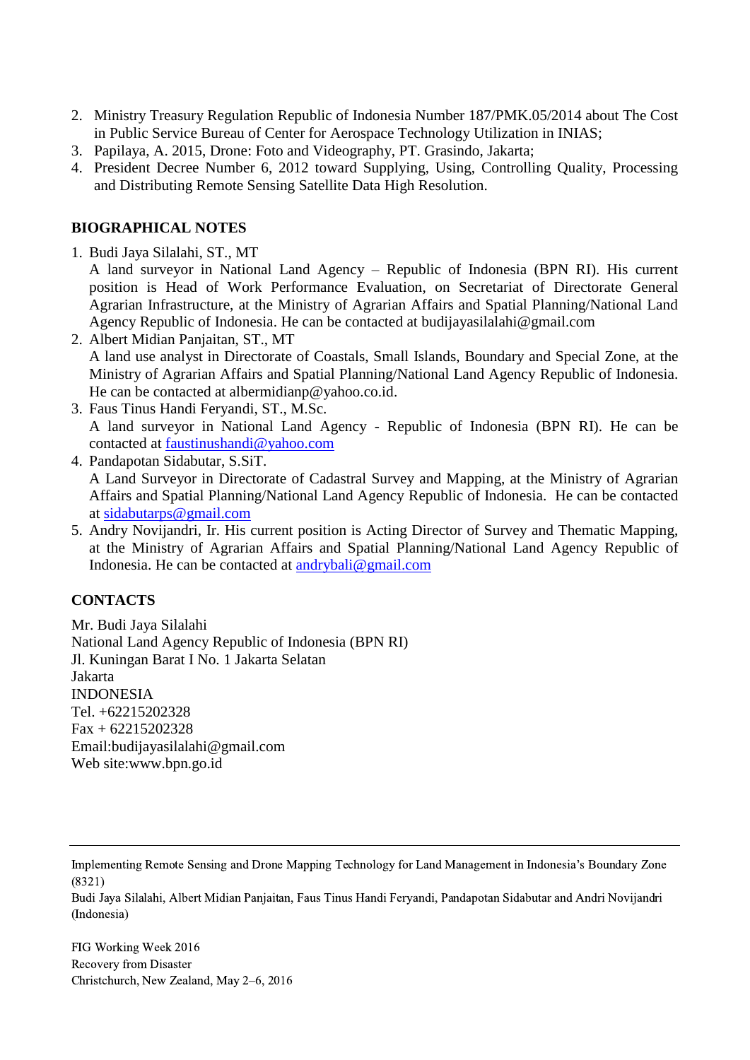2. Ministry Treasury Regulation Republic of Indonesia Number 187/PMK.05/2014 about The Cost in Public Service Bureau of Center for Aerospace Technology Utilization in INIAS;
3. Papilaya, A. 2015, Drone: Foto and Videography, PT. Grasindo, Jakarta;
4. President Decree Number 6, 2012 toward Supplying, Using, Controlling Quality, Processing and Distributing Remote Sensing Satellite Data High Resolution.

## BIOGRAPHICAL NOTES

1. Budi Jaya Silalahi, ST., MT
   A land surveyor in National Land Agency – Republic of Indonesia (BPN RI). His current position is Head of Work Performance Evaluation, on Secretariat of Directorate General Agrarian Infrastructure, at the Ministry of Agrarian Affairs and Spatial Planning/National Land Agency Republic of Indonesia. He can be contacted at budijayasilalahi@gmail.com
2. Albert Midian Panjaitan, ST., MT
   A land use analyst in Directorate of Coastals, Small Islands, Boundary and Special Zone, at the Ministry of Agrarian Affairs and Spatial Planning/National Land Agency Republic of Indonesia. He can be contacted at albermidianp@yahoo.co.id.
3. Faus Tinus Handi Feryandi, ST., M.Sc.
   A land surveyor in National Land Agency - Republic of Indonesia (BPN RI). He can be contacted at faustinushandi@yahoo.com
4. Pandapotan Sidabutar, S.SiT.
   A Land Surveyor in Directorate of Cadastral Survey and Mapping, at the Ministry of Agrarian Affairs and Spatial Planning/National Land Agency Republic of Indonesia. He can be contacted at sidabutarps@gmail.com
5. Andry Novijandri, Ir. His current position is Acting Director of Survey and Thematic Mapping, at the Ministry of Agrarian Affairs and Spatial Planning/National Land Agency Republic of Indonesia. He can be contacted at andrybali@gmail.com

## CONTACTS

Mr. Budi Jaya Silalahi
National Land Agency Republic of Indonesia (BPN RI)
Jl. Kuningan Barat I No. 1 Jakarta Selatan
Jakarta
INDONESIA
Tel. +62215202328
Fax + 62215202328
Email:budijayasilalahi@gmail.com
Web site:www.bpn.go.id